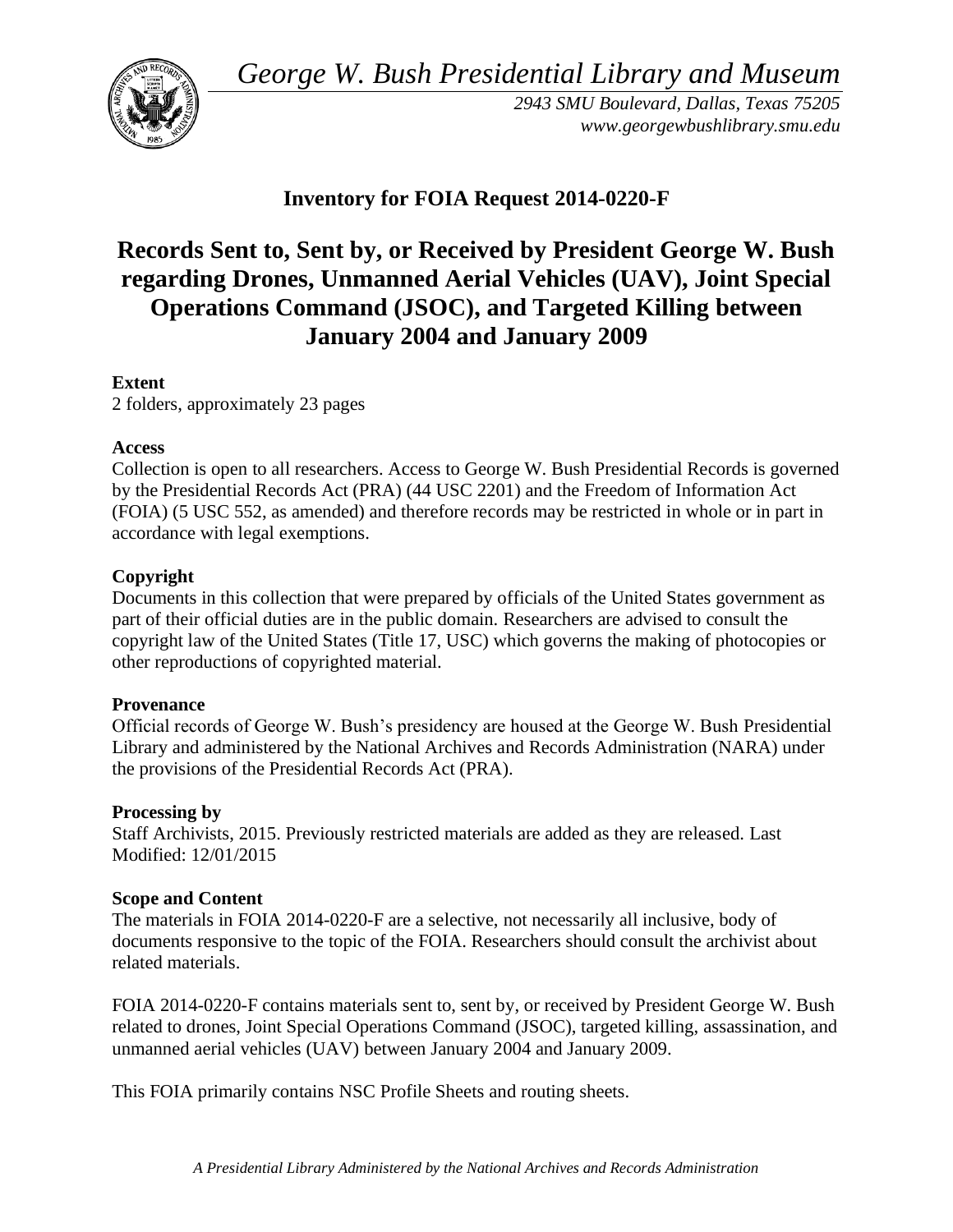*George W. Bush Presidential Library and Museum*

*2943 SMU Boulevard, Dallas, Texas 75205*
*www.georgewbushlibrary.smu.edu*

## Inventory for FOIA Request 2014-0220-F

# Records Sent to, Sent by, or Received by President George W. Bush regarding Drones, Unmanned Aerial Vehicles (UAV), Joint Special Operations Command (JSOC), and Targeted Killing between January 2004 and January 2009

**Extent**
2 folders, approximately 23 pages

**Access**
Collection is open to all researchers. Access to George W. Bush Presidential Records is governed by the Presidential Records Act (PRA) (44 USC 2201) and the Freedom of Information Act (FOIA) (5 USC 552, as amended) and therefore records may be restricted in whole or in part in accordance with legal exemptions.

**Copyright**
Documents in this collection that were prepared by officials of the United States government as part of their official duties are in the public domain. Researchers are advised to consult the copyright law of the United States (Title 17, USC) which governs the making of photocopies or other reproductions of copyrighted material.

**Provenance**
Official records of George W. Bush's presidency are housed at the George W. Bush Presidential Library and administered by the National Archives and Records Administration (NARA) under the provisions of the Presidential Records Act (PRA).

**Processing by**
Staff Archivists, 2015. Previously restricted materials are added as they are released. Last Modified: 12/01/2015

**Scope and Content**
The materials in FOIA 2014-0220-F are a selective, not necessarily all inclusive, body of documents responsive to the topic of the FOIA. Researchers should consult the archivist about related materials.

FOIA 2014-0220-F contains materials sent to, sent by, or received by President George W. Bush related to drones, Joint Special Operations Command (JSOC), targeted killing, assassination, and unmanned aerial vehicles (UAV) between January 2004 and January 2009.

This FOIA primarily contains NSC Profile Sheets and routing sheets.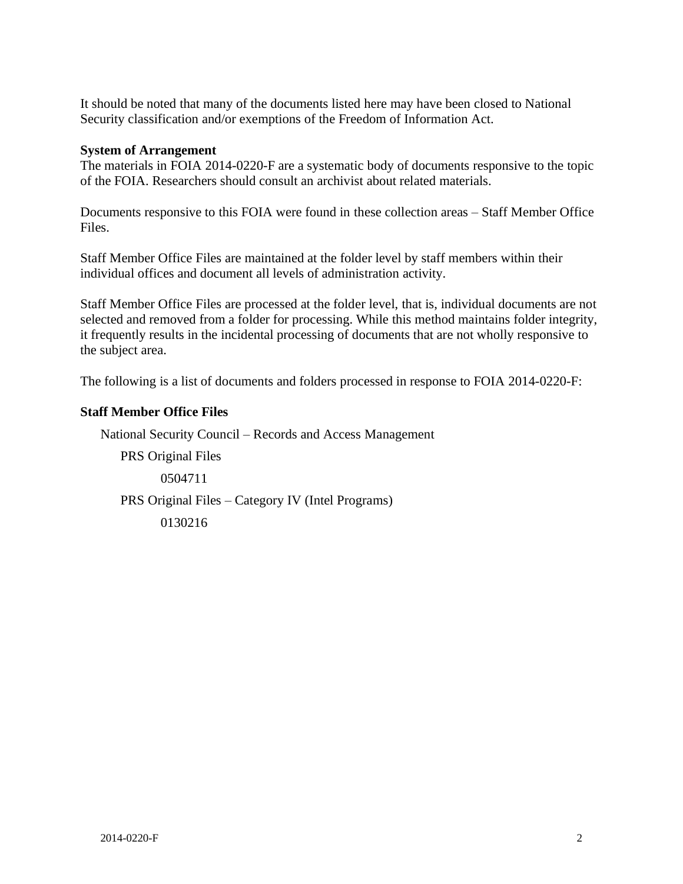It should be noted that many of the documents listed here may have been closed to National Security classification and/or exemptions of the Freedom of Information Act.

**System of Arrangement**

The materials in FOIA 2014-0220-F are a systematic body of documents responsive to the topic of the FOIA. Researchers should consult an archivist about related materials.

Documents responsive to this FOIA were found in these collection areas – Staff Member Office Files.

Staff Member Office Files are maintained at the folder level by staff members within their individual offices and document all levels of administration activity.

Staff Member Office Files are processed at the folder level, that is, individual documents are not selected and removed from a folder for processing. While this method maintains folder integrity, it frequently results in the incidental processing of documents that are not wholly responsive to the subject area.

The following is a list of documents and folders processed in response to FOIA 2014-0220-F:

**Staff Member Office Files**

- National Security Council – Records and Access Management
  - PRS Original Files
    - 0504711
  - PRS Original Files – Category IV (Intel Programs)
    - 0130216